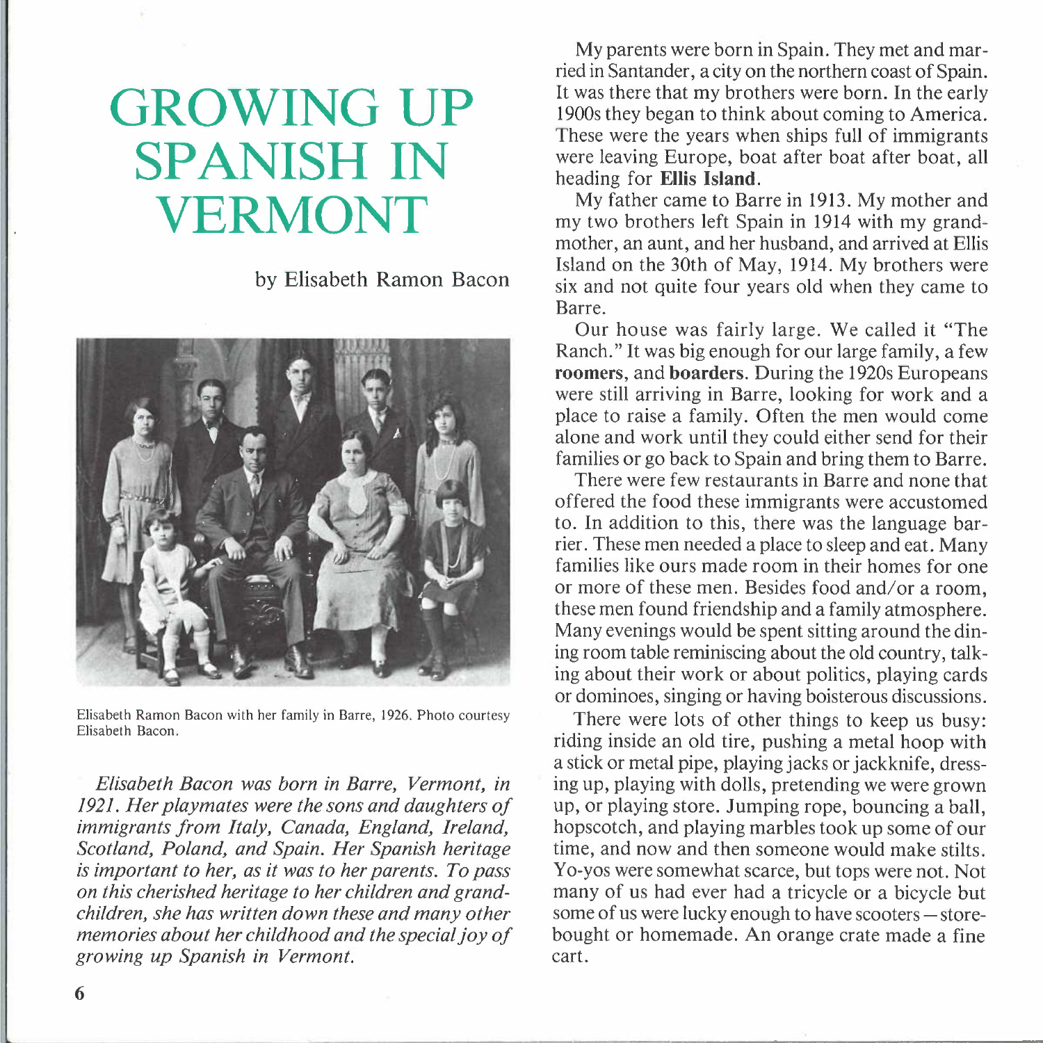# GROWING UP SPANISH IN VERMONT

by Elisabeth Ramon Bacon

Elisabeth Ramon Bacon with her family in Barre, 1926. Photo courtesy Elisabeth Bacon.

*Elisabeth Bacon was born in Barre, Vermont, in 1921. Her playmates were the sons and daughters of immigrants from Italy, Canada, England, Ireland, Scotland, Poland, and Spain. Her Spanish heritage is important to her, as it was to her parents. To pass on this cherished heritage to her children and grandchildren, she has written down these and many other memories about her childhood and the special joy of growing up Spanish in Vermont.*

My parents were born in Spain. They met and married in Santander, a city on the northern coast of Spain. It was there that my brothers were born. In the early 1900s they began to think about coming to America. These were the years when ships full of immigrants were leaving Europe, boat after boat after boat, all heading for **Ellis Island**.

My father came to Barre in 1913. My mother and my two brothers left Spain in 1914 with my grandmother, an aunt, and her husband, and arrived at Ellis Island on the 30th of May, 1914. My brothers were six and not quite four years old when they came to Barre.

Our house was fairly large. We called it "The Ranch." It was big enough for our large family, a few **roomers**, and **boarders**. During the 1920s Europeans were still arriving in Barre, looking for work and a place to raise a family. Often the men would come alone and work until they could either send for their families or go back to Spain and bring them to Barre.

There were few restaurants in Barre and none that offered the food these immigrants were accustomed to. In addition to this, there was the language barrier. These men needed a place to sleep and eat. Many families like ours made room in their homes for one or more of these men. Besides food and/or a room, these men found friendship and a family atmosphere. Many evenings would be spent sitting around the dining room table reminiscing about the old country, talking about their work or about politics, playing cards or dominoes, singing or having boisterous discussions.

There were lots of other things to keep us busy: riding inside an old tire, pushing a metal hoop with a stick or metal pipe, playing jacks or jackknife, dressing up, playing with dolls, pretending we were grown up, or playing store. Jumping rope, bouncing a ball, hopscotch, and playing marbles took up some of our time, and now and then someone would make stilts. Yo-yos were somewhat scarce, but tops were not. Not many of us had ever had a tricycle or a bicycle but some of us were lucky enough to have scooters—store-bought or homemade. An orange crate made a fine cart.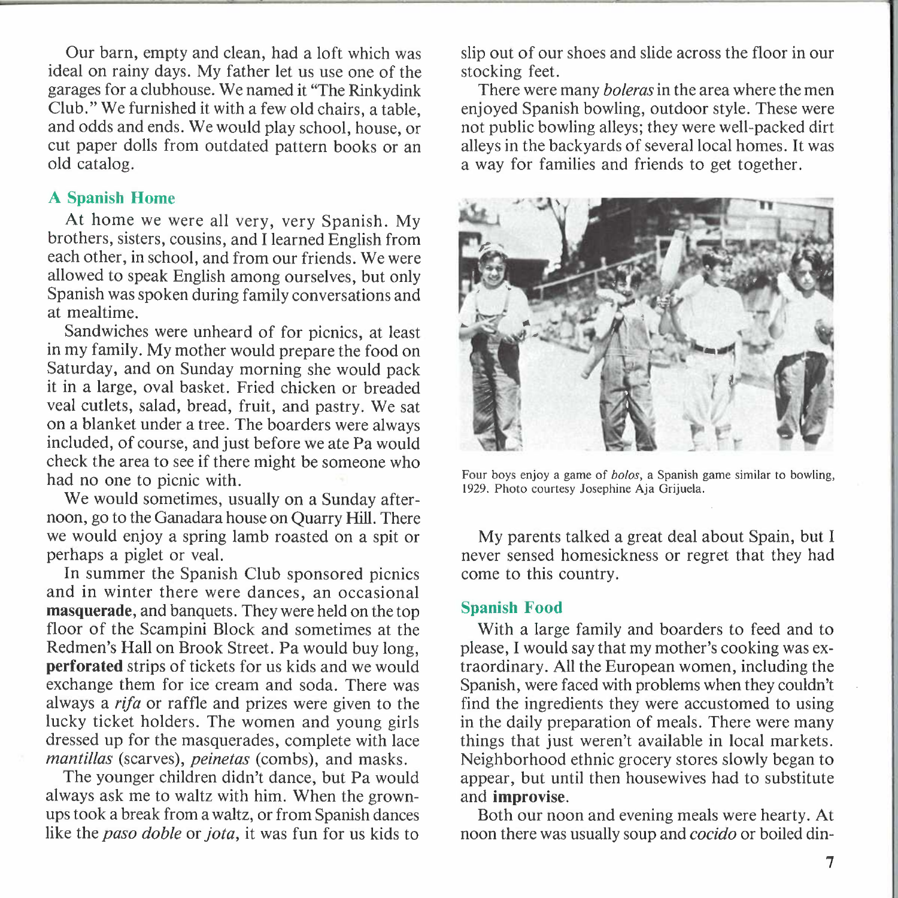Our barn, empty and clean, had a loft which was ideal on rainy days. My father let us use one of the garages for a clubhouse. We named it "The Rinkydink Club." We furnished it with a few old chairs, a table, and odds and ends. We would play school, house, or cut paper dolls from outdated pattern books or an old catalog.

### A Spanish Home

At home we were all very, very Spanish. My brothers, sisters, cousins, and I learned English from each other, in school, and from our friends. We were allowed to speak English among ourselves, but only Spanish was spoken during family conversations and at mealtime.

Sandwiches were unheard of for picnics, at least in my family. My mother would prepare the food on Saturday, and on Sunday morning she would pack it in a large, oval basket. Fried chicken or breaded veal cutlets, salad, bread, fruit, and pastry. We sat on a blanket under a tree. The boarders were always included, of course, and just before we ate Pa would check the area to see if there might be someone who had no one to picnic with.

We would sometimes, usually on a Sunday afternoon, go to the Ganadara house on Quarry Hill. There we would enjoy a spring lamb roasted on a spit or perhaps a piglet or veal.

In summer the Spanish Club sponsored picnics and in winter there were dances, an occasional **masquerade**, and banquets. They were held on the top floor of the Scampini Block and sometimes at the Redmen's Hall on Brook Street. Pa would buy long, **perforated** strips of tickets for us kids and we would exchange them for ice cream and soda. There was always a *rifa* or raffle and prizes were given to the lucky ticket holders. The women and young girls dressed up for the masquerades, complete with lace *mantillas* (scarves), *peinetas* (combs), and masks.

The younger children didn't dance, but Pa would always ask me to waltz with him. When the grown-ups took a break from a waltz, or from Spanish dances like the *paso doble* or *jota*, it was fun for us kids to slip out of our shoes and slide across the floor in our stocking feet.

There were many *boleras* in the area where the men enjoyed Spanish bowling, outdoor style. These were not public bowling alleys; they were well-packed dirt alleys in the backyards of several local homes. It was a way for families and friends to get together.

Four boys enjoy a game of *bolos*, a Spanish game similar to bowling, 1929. Photo courtesy Josephine Aja Grijuela.

My parents talked a great deal about Spain, but I never sensed homesickness or regret that they had come to this country.

### Spanish Food

With a large family and boarders to feed and to please, I would say that my mother's cooking was extraordinary. All the European women, including the Spanish, were faced with problems when they couldn't find the ingredients they were accustomed to using in the daily preparation of meals. There were many things that just weren't available in local markets. Neighborhood ethnic grocery stores slowly began to appear, but until then housewives had to substitute and **improvise**.

Both our noon and evening meals were hearty. At noon there was usually soup and *cocido* or boiled din-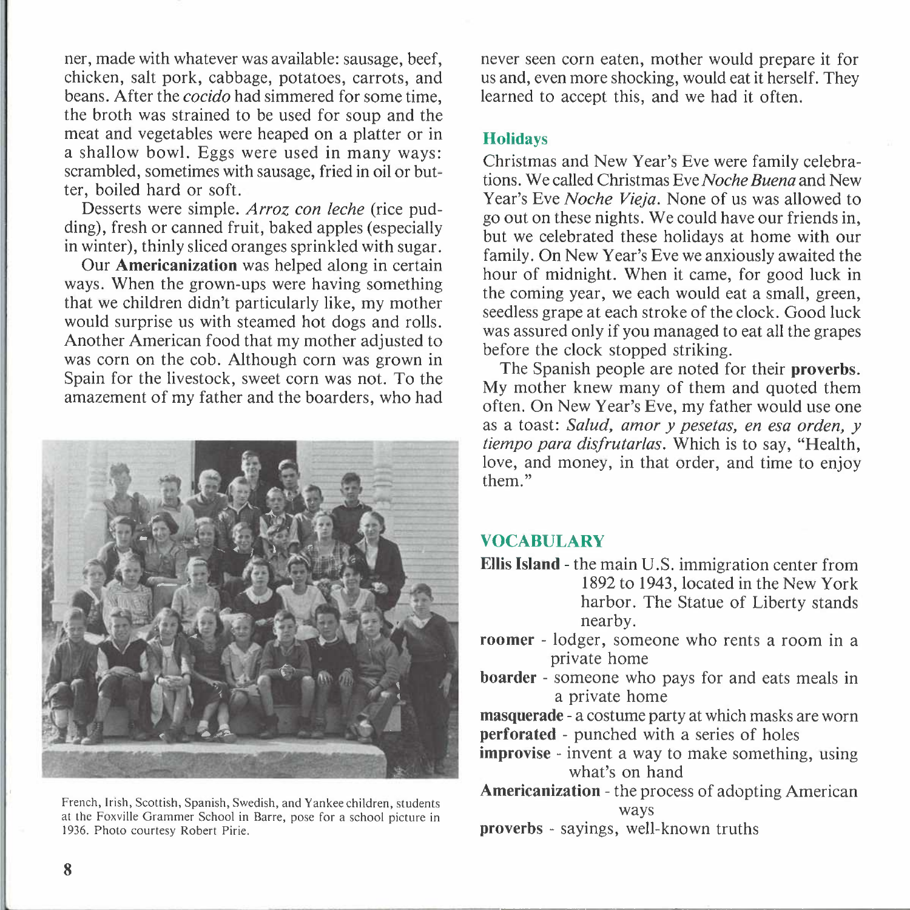ner, made with whatever was available: sausage, beef, chicken, salt pork, cabbage, potatoes, carrots, and beans. After the *cocido* had simmered for some time, the broth was strained to be used for soup and the meat and vegetables were heaped on a platter or in a shallow bowl. Eggs were used in many ways: scrambled, sometimes with sausage, fried in oil or butter, boiled hard or soft.

Desserts were simple. *Arroz con leche* (rice pudding), fresh or canned fruit, baked apples (especially in winter), thinly sliced oranges sprinkled with sugar.

Our **Americanization** was helped along in certain ways. When the grown-ups were having something that we children didn't particularly like, my mother would surprise us with steamed hot dogs and rolls. Another American food that my mother adjusted to was corn on the cob. Although corn was grown in Spain for the livestock, sweet corn was not. To the amazement of my father and the boarders, who had never seen corn eaten, mother would prepare it for us and, even more shocking, would eat it herself. They learned to accept this, and we had it often.

French, Irish, Scottish, Spanish, Swedish, and Yankee children, students at the Foxville Grammer School in Barre, pose for a school picture in 1936. Photo courtesy Robert Pirie.

### Holidays

Christmas and New Year's Eve were family celebrations. We called Christmas Eve *Noche Buena* and New Year's Eve *Noche Vieja*. None of us was allowed to go out on these nights. We could have our friends in, but we celebrated these holidays at home with our family. On New Year's Eve we anxiously awaited the hour of midnight. When it came, for good luck in the coming year, we each would eat a small, green, seedless grape at each stroke of the clock. Good luck was assured only if you managed to eat all the grapes before the clock stopped striking.

The Spanish people are noted for their **proverbs**. My mother knew many of them and quoted them often. On New Year's Eve, my father would use one as a toast: *Salud, amor y pesetas, en esa orden, y tiempo para disfrutarlas*. Which is to say, "Health, love, and money, in that order, and time to enjoy them."

## VOCABULARY

**Ellis Island** - the main U.S. immigration center from 1892 to 1943, located in the New York harbor. The Statue of Liberty stands nearby.

**roomer** - lodger, someone who rents a room in a private home

**boarder** - someone who pays for and eats meals in a private home

**masquerade** - a costume party at which masks are worn

**perforated** - punched with a series of holes

**improvise** - invent a way to make something, using what's on hand

**Americanization** - the process of adopting American ways

**proverbs** - sayings, well-known truths